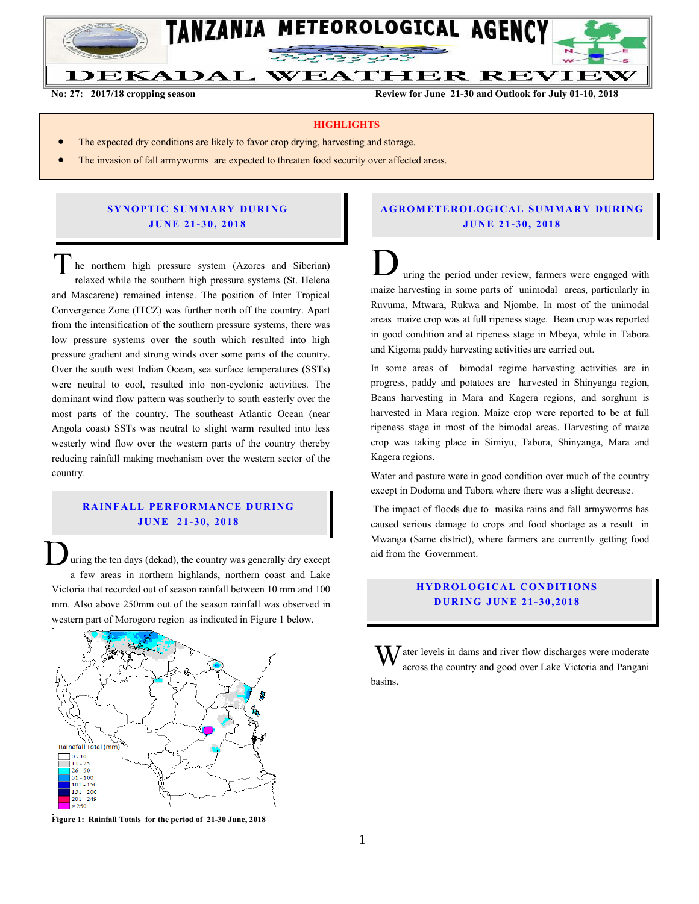# TANZANIA METEOROLOGICAL AGENCY

# DEKADAL WEATHER REVIEW

**No: 27: 2017/18 cropping season** **Review for June 21-30 and Outlook for July 01-10, 2018**

**HIGHLIGHTS**

- The expected dry conditions are likely to favor crop drying, harvesting and storage.
- The invasion of fall armyworms are expected to threaten food security over affected areas.

## SYNOPTIC SUMMARY DURING JUNE 21-30, 2018

The northern high pressure system (Azores and Siberian) relaxed while the southern high pressure systems (St. Helena and Mascarene) remained intense. The position of Inter Tropical Convergence Zone (ITCZ) was further north off the country. Apart from the intensification of the southern pressure systems, there was low pressure systems over the south which resulted into high pressure gradient and strong winds over some parts of the country. Over the south west Indian Ocean, sea surface temperatures (SSTs) were neutral to cool, resulted into non-cyclonic activities. The dominant wind flow pattern was southerly to south easterly over the most parts of the country. The southeast Atlantic Ocean (near Angola coast) SSTs was neutral to slight warm resulted into less westerly wind flow over the western parts of the country thereby reducing rainfall making mechanism over the western sector of the country.

## RAINFALL PERFORMANCE DURING JUNE 21-30, 2018

During the ten days (dekad), the country was generally dry except a few areas in northern highlands, northern coast and Lake Victoria that recorded out of season rainfall between 10 mm and 100 mm. Also above 250mm out of the season rainfall was observed in western part of Morogoro region as indicated in Figure 1 below.

Rainfall Total (mm)
0 - 10
11 - 25
26 - 50
51 - 100
101 - 150
151 - 200
201 - 249
> 250

**Figure 1: Rainfall Totals for the period of 21-30 June, 2018**

## AGROMETEROLOGICAL SUMMARY DURING JUNE 21-30, 2018

During the period under review, farmers were engaged with maize harvesting in some parts of unimodal areas, particularly in Ruvuma, Mtwara, Rukwa and Njombe. In most of the unimodal areas maize crop was at full ripeness stage. Bean crop was reported in good condition and at ripeness stage in Mbeya, while in Tabora and Kigoma paddy harvesting activities are carried out.

In some areas of bimodal regime harvesting activities are in progress, paddy and potatoes are harvested in Shinyanga region, Beans harvesting in Mara and Kagera regions, and sorghum is harvested in Mara region. Maize crop were reported to be at full ripeness stage in most of the bimodal areas. Harvesting of maize crop was taking place in Simiyu, Tabora, Shinyanga, Mara and Kagera regions.

Water and pasture were in good condition over much of the country except in Dodoma and Tabora where there was a slight decrease.

The impact of floods due to masika rains and fall armyworms has caused serious damage to crops and food shortage as a result in Mwanga (Same district), where farmers are currently getting food aid from the Government.

## HYDROLOGICAL CONDITIONS DURING JUNE 21-30,2018

Water levels in dams and river flow discharges were moderate across the country and good over Lake Victoria and Pangani basins.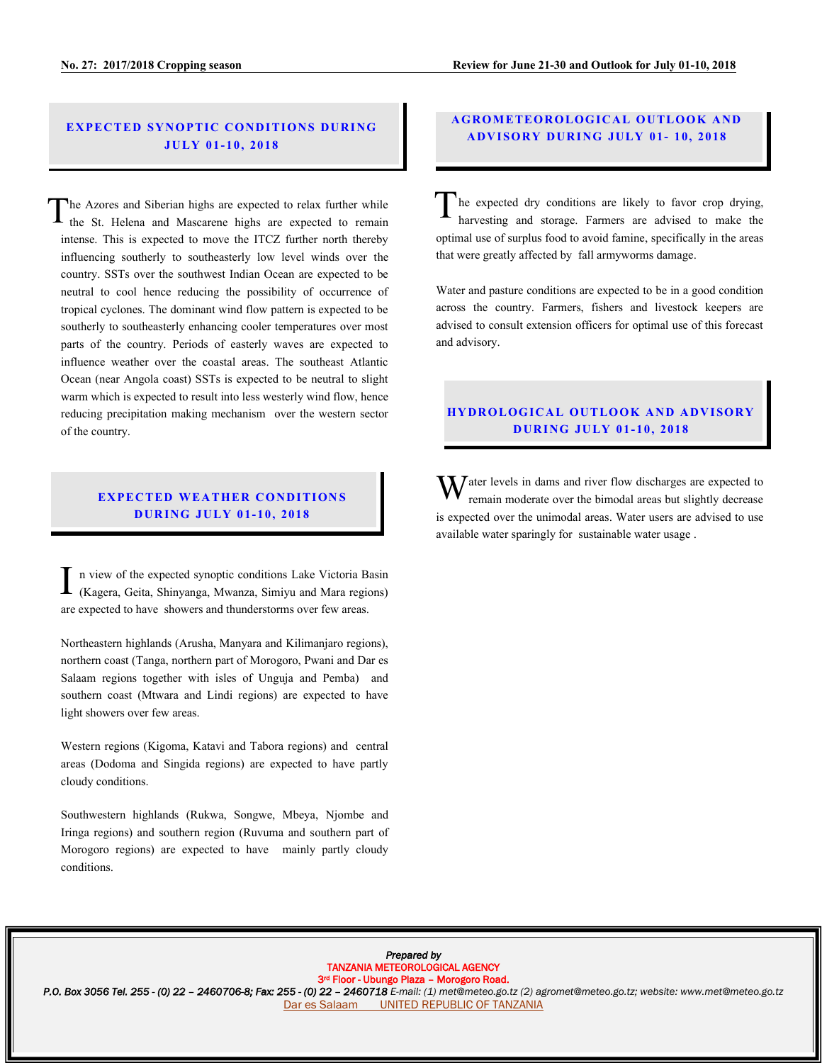## EXPECTED SYNOPTIC CONDITIONS DURING JULY 01-10, 2018

The Azores and Siberian highs are expected to relax further while the St. Helena and Mascarene highs are expected to remain intense. This is expected to move the ITCZ further north thereby influencing southerly to southeasterly low level winds over the country. SSTs over the southwest Indian Ocean are expected to be neutral to cool hence reducing the possibility of occurrence of tropical cyclones. The dominant wind flow pattern is expected to be southerly to southeasterly enhancing cooler temperatures over most parts of the country. Periods of easterly waves are expected to influence weather over the coastal areas. The southeast Atlantic Ocean (near Angola coast) SSTs is expected to be neutral to slight warm which is expected to result into less westerly wind flow, hence reducing precipitation making mechanism over the western sector of the country.

## EXPECTED WEATHER CONDITIONS DURING JULY 01-10, 2018

In view of the expected synoptic conditions Lake Victoria Basin (Kagera, Geita, Shinyanga, Mwanza, Simiyu and Mara regions) are expected to have showers and thunderstorms over few areas.

Northeastern highlands (Arusha, Manyara and Kilimanjaro regions), northern coast (Tanga, northern part of Morogoro, Pwani and Dar es Salaam regions together with isles of Unguja and Pemba) and southern coast (Mtwara and Lindi regions) are expected to have light showers over few areas.

Western regions (Kigoma, Katavi and Tabora regions) and central areas (Dodoma and Singida regions) are expected to have partly cloudy conditions.

Southwestern highlands (Rukwa, Songwe, Mbeya, Njombe and Iringa regions) and southern region (Ruvuma and southern part of Morogoro regions) are expected to have mainly partly cloudy conditions.

## AGROMETEOROLOGICAL OUTLOOK AND ADVISORY DURING JULY 01- 10, 2018

The expected dry conditions are likely to favor crop drying, harvesting and storage. Farmers are advised to make the optimal use of surplus food to avoid famine, specifically in the areas that were greatly affected by fall armyworms damage.

Water and pasture conditions are expected to be in a good condition across the country. Farmers, fishers and livestock keepers are advised to consult extension officers for optimal use of this forecast and advisory.

## HYDROLOGICAL OUTLOOK AND ADVISORY DURING JULY 01-10, 2018

Water levels in dams and river flow discharges are expected to remain moderate over the bimodal areas but slightly decrease is expected over the unimodal areas. Water users are advised to use available water sparingly for sustainable water usage .

*Prepared by*
TANZANIA METEOROLOGICAL AGENCY
3rd Floor - Ubungo Plaza – Morogoro Road.
*P.O. Box 3056 Tel. 255 - (0) 22 – 2460706-8; Fax: 255 - (0) 22 – 2460718 E-mail: (1) met@meteo.go.tz (2) agromet@meteo.go.tz; website: www.met@meteo.go.tz*
Dar es Salaam UNITED REPUBLIC OF TANZANIA